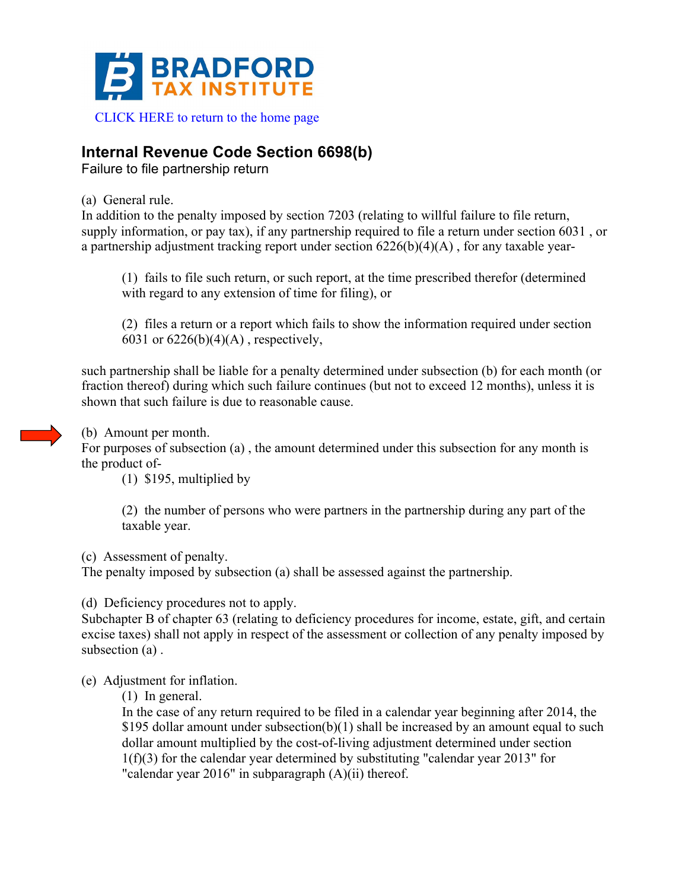BRADFORD TAX INSTITUTE

CLICK HERE to return to the home page

## Internal Revenue Code Section 6698(b)

Failure to file partnership return

(a) General rule.
In addition to the penalty imposed by section 7203 (relating to willful failure to file return, supply information, or pay tax), if any partnership required to file a return under section 6031 , or a partnership adjustment tracking report under section 6226(b)(4)(A) , for any taxable year-

> (1) fails to file such return, or such report, at the time prescribed therefor (determined with regard to any extension of time for filing), or
>
> (2) files a return or a report which fails to show the information required under section 6031 or 6226(b)(4)(A) , respectively,

such partnership shall be liable for a penalty determined under subsection (b) for each month (or fraction thereof) during which such failure continues (but not to exceed 12 months), unless it is shown that such failure is due to reasonable cause.

(b) Amount per month.
For purposes of subsection (a) , the amount determined under this subsection for any month is the product of-

> (1) $195, multiplied by
>
> (2) the number of persons who were partners in the partnership during any part of the taxable year.

(c) Assessment of penalty.
The penalty imposed by subsection (a) shall be assessed against the partnership.

(d) Deficiency procedures not to apply.
Subchapter B of chapter 63 (relating to deficiency procedures for income, estate, gift, and certain excise taxes) shall not apply in respect of the assessment or collection of any penalty imposed by subsection (a) .

(e) Adjustment for inflation.

> (1) In general.
> In the case of any return required to be filed in a calendar year beginning after 2014, the $195 dollar amount under subsection(b)(1) shall be increased by an amount equal to such dollar amount multiplied by the cost-of-living adjustment determined under section 1(f)(3) for the calendar year determined by substituting "calendar year 2013" for "calendar year 2016" in subparagraph (A)(ii) thereof.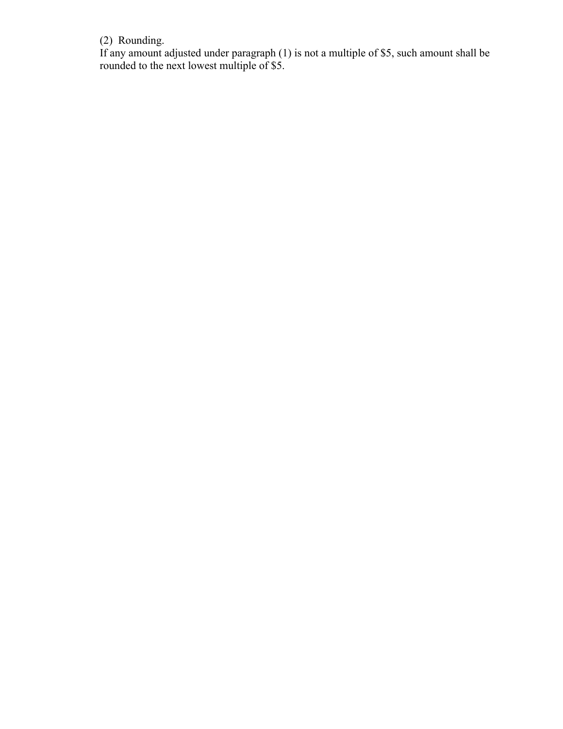(2) Rounding.
If any amount adjusted under paragraph (1) is not a multiple of $5, such amount shall be rounded to the next lowest multiple of $5.